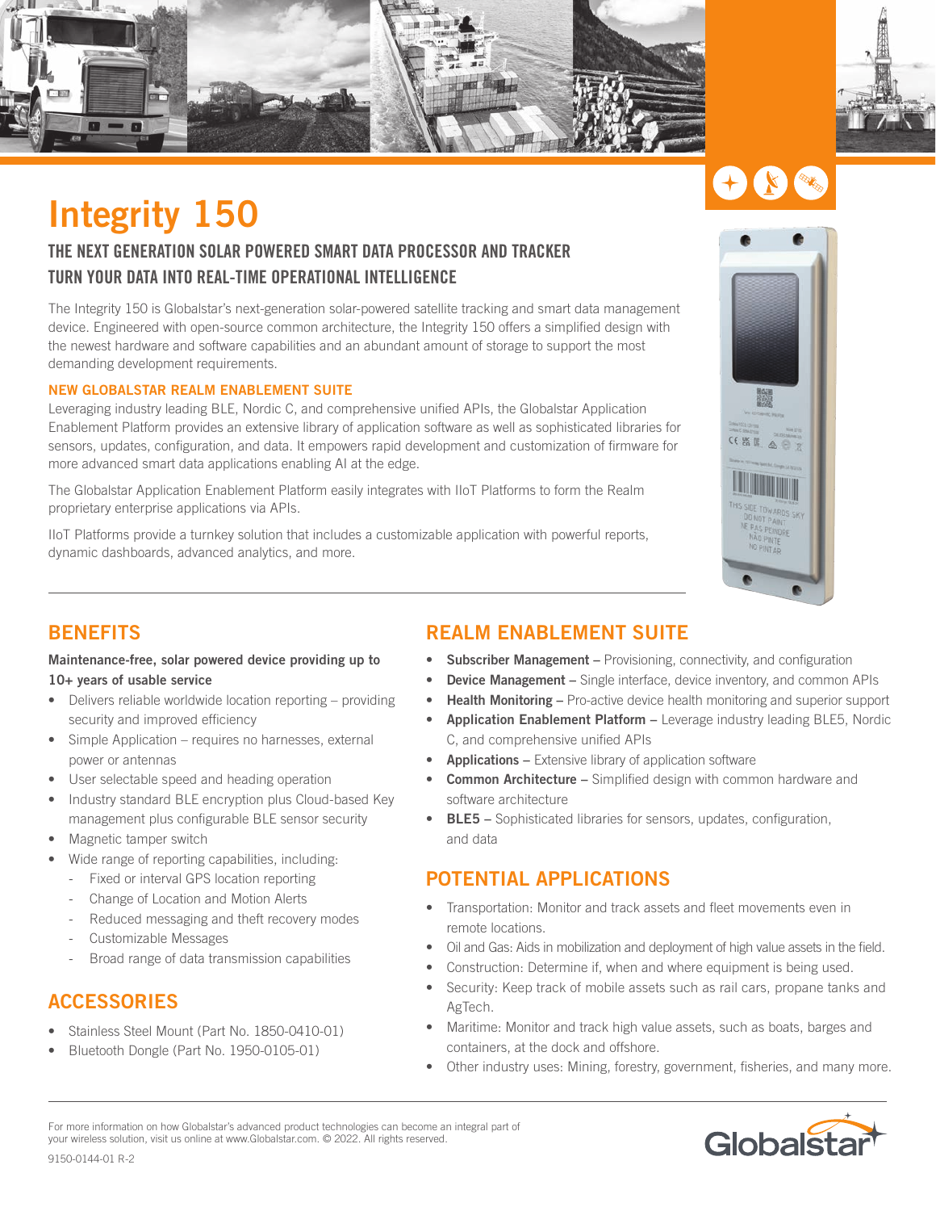# Integrity 150

## THE NEXT GENERATION SOLAR POWERED SMART DATA PROCESSOR AND TRACKER
## TURN YOUR DATA INTO REAL-TIME OPERATIONAL INTELLIGENCE

The Integrity 150 is Globalstar's next-generation solar-powered satellite tracking and smart data management device. Engineered with open-source common architecture, the Integrity 150 offers a simplified design with the newest hardware and software capabilities and an abundant amount of storage to support the most demanding development requirements.

### NEW GLOBALSTAR REALM ENABLEMENT SUITE

Leveraging industry leading BLE, Nordic C, and comprehensive unified APIs, the Globalstar Application Enablement Platform provides an extensive library of application software as well as sophisticated libraries for sensors, updates, configuration, and data. It empowers rapid development and customization of firmware for more advanced smart data applications enabling AI at the edge.

The Globalstar Application Enablement Platform easily integrates with IIoT Platforms to form the Realm proprietary enterprise applications via APIs.

IIoT Platforms provide a turnkey solution that includes a customizable application with powerful reports, dynamic dashboards, advanced analytics, and more.

## BENEFITS

**Maintenance-free, solar powered device providing up to 10+ years of usable service**

- Delivers reliable worldwide location reporting – providing security and improved efficiency
- Simple Application – requires no harnesses, external power or antennas
- User selectable speed and heading operation
- Industry standard BLE encryption plus Cloud-based Key management plus configurable BLE sensor security
- Magnetic tamper switch
- Wide range of reporting capabilities, including:
  - Fixed or interval GPS location reporting
  - Change of Location and Motion Alerts
  - Reduced messaging and theft recovery modes
  - Customizable Messages
  - Broad range of data transmission capabilities

## ACCESSORIES

- Stainless Steel Mount (Part No. 1850-0410-01)
- Bluetooth Dongle (Part No. 1950-0105-01)

## REALM ENABLEMENT SUITE

- **Subscriber Management –** Provisioning, connectivity, and configuration
- **Device Management –** Single interface, device inventory, and common APIs
- **Health Monitoring –** Pro-active device health monitoring and superior support
- **Application Enablement Platform –** Leverage industry leading BLE5, Nordic C, and comprehensive unified APIs
- **Applications –** Extensive library of application software
- **Common Architecture –** Simplified design with common hardware and software architecture
- **BLE5 –** Sophisticated libraries for sensors, updates, configuration, and data

## POTENTIAL APPLICATIONS

- Transportation: Monitor and track assets and fleet movements even in remote locations.
- Oil and Gas: Aids in mobilization and deployment of high value assets in the field.
- Construction: Determine if, when and where equipment is being used.
- Security: Keep track of mobile assets such as rail cars, propane tanks and AgTech.
- Maritime: Monitor and track high value assets, such as boats, barges and containers, at the dock and offshore.
- Other industry uses: Mining, forestry, government, fisheries, and many more.

For more information on how Globalstar's advanced product technologies can become an integral part of your wireless solution, visit us online at www.Globalstar.com. © 2022. All rights reserved.

9150-0144-01 R-2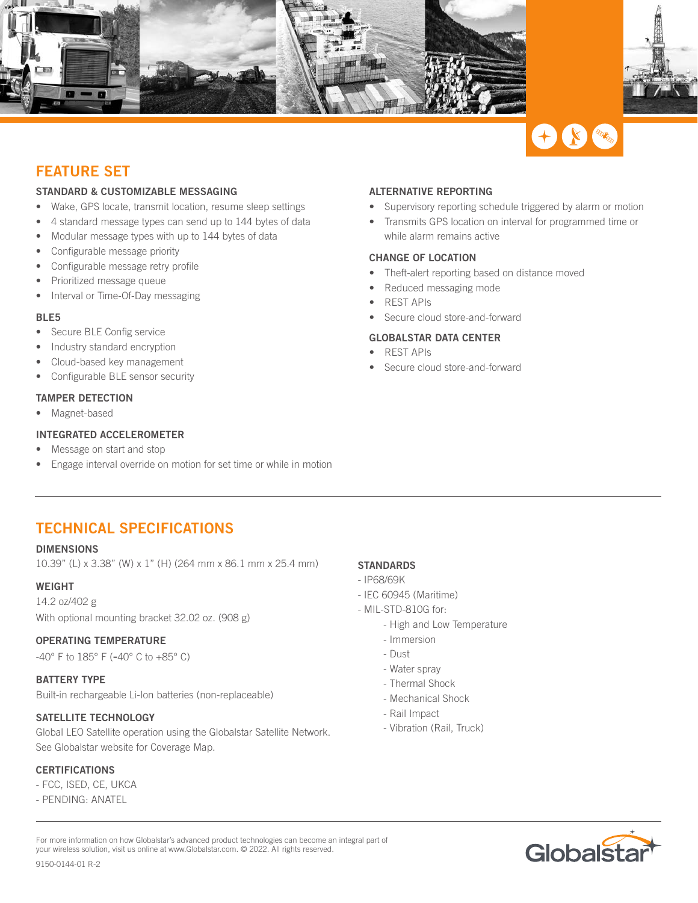## FEATURE SET

### STANDARD & CUSTOMIZABLE MESSAGING

- Wake, GPS locate, transmit location, resume sleep settings
- 4 standard message types can send up to 144 bytes of data
- Modular message types with up to 144 bytes of data
- Configurable message priority
- Configurable message retry profile
- Prioritized message queue
- Interval or Time-Of-Day messaging

### BLE5

- Secure BLE Config service
- Industry standard encryption
- Cloud-based key management
- Configurable BLE sensor security

### TAMPER DETECTION

- Magnet-based

### INTEGRATED ACCELEROMETER

- Message on start and stop
- Engage interval override on motion for set time or while in motion

### ALTERNATIVE REPORTING

- Supervisory reporting schedule triggered by alarm or motion
- Transmits GPS location on interval for programmed time or while alarm remains active

### CHANGE OF LOCATION

- Theft-alert reporting based on distance moved
- Reduced messaging mode
- REST APIs
- Secure cloud store-and-forward

### GLOBALSTAR DATA CENTER

- REST APIs
- Secure cloud store-and-forward

## TECHNICAL SPECIFICATIONS

### DIMENSIONS

10.39" (L) x 3.38" (W) x 1" (H) (264 mm x 86.1 mm x 25.4 mm)

### WEIGHT

14.2 oz/402 g

With optional mounting bracket 32.02 oz. (908 g)

### OPERATING TEMPERATURE

-40° F to 185° F (-40° C to +85° C)

### BATTERY TYPE

Built-in rechargeable Li-Ion batteries (non-replaceable)

### SATELLITE TECHNOLOGY

Global LEO Satellite operation using the Globalstar Satellite Network. See Globalstar website for Coverage Map.

### CERTIFICATIONS

- FCC, ISED, CE, UKCA
- PENDING: ANATEL

### STANDARDS

- IP68/69K
- IEC 60945 (Maritime)
- MIL-STD-810G for:
  - High and Low Temperature
  - Immersion
  - Dust
  - Water spray
  - Thermal Shock
  - Mechanical Shock
  - Rail Impact
  - Vibration (Rail, Truck)

For more information on how Globalstar's advanced product technologies can become an integral part of your wireless solution, visit us online at www.Globalstar.com. © 2022. All rights reserved.

9150-0144-01 R-2